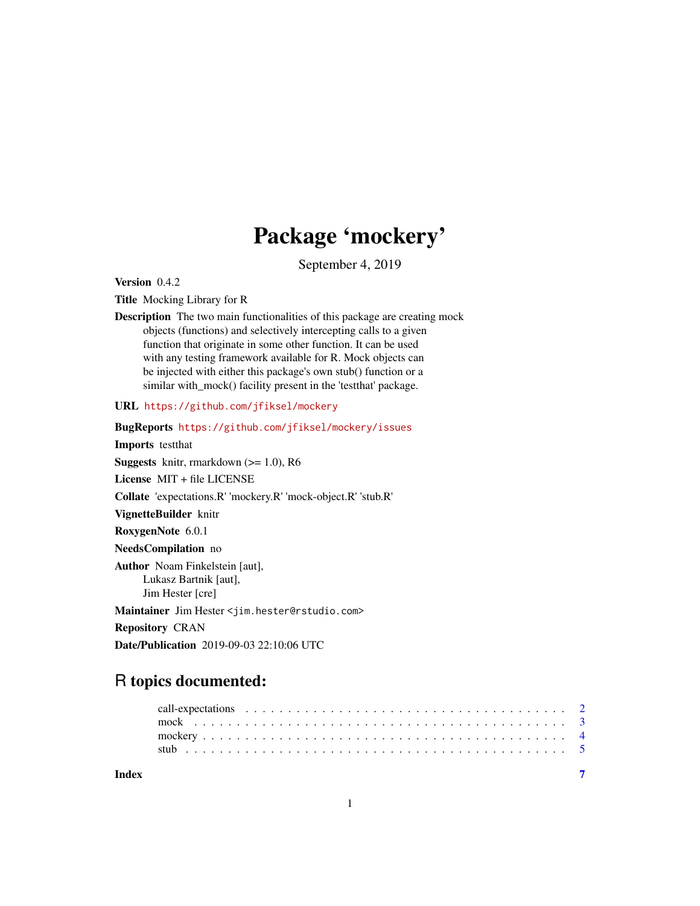# Package 'mockery'

September 4, 2019

**Version** 0.4.2

**Title** Mocking Library for R

**Description** The two main functionalities of this package are creating mock objects (functions) and selectively intercepting calls to a given function that originate in some other function. It can be used with any testing framework available for R. Mock objects can be injected with either this package's own stub() function or a similar with_mock() facility present in the 'testthat' package.

**URL** https://github.com/jfiksel/mockery

**BugReports** https://github.com/jfiksel/mockery/issues

**Imports** testthat

**Suggests** knitr, rmarkdown (>= 1.0), R6

**License** MIT + file LICENSE

**Collate** 'expectations.R' 'mockery.R' 'mock-object.R' 'stub.R'

**VignetteBuilder** knitr

**RoxygenNote** 6.0.1

**NeedsCompilation** no

**Author** Noam Finkelstein [aut], Lukasz Bartnik [aut], Jim Hester [cre]

**Maintainer** Jim Hester <jim.hester@rstudio.com>

**Repository** CRAN

**Date/Publication** 2019-09-03 22:10:06 UTC

## R topics documented:

- call-expectations . . . . . . . . . . . . . . . . . . . . . . . . . . . . . . . . . . . . . 2
- mock . . . . . . . . . . . . . . . . . . . . . . . . . . . . . . . . . . . . . . . . . . . . 3
- mockery . . . . . . . . . . . . . . . . . . . . . . . . . . . . . . . . . . . . . . . . . . 4
- stub . . . . . . . . . . . . . . . . . . . . . . . . . . . . . . . . . . . . . . . . . . . . 5

**Index** 7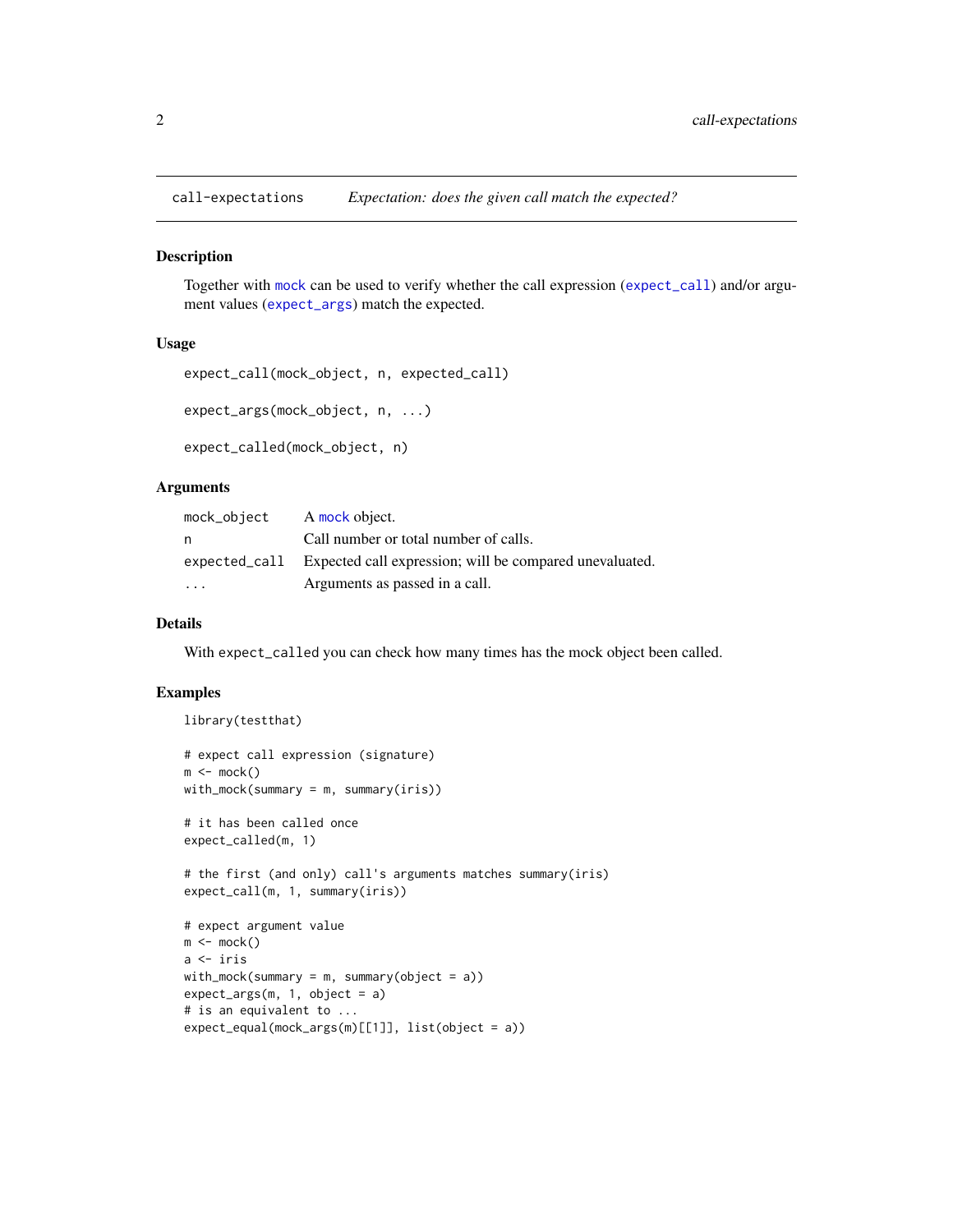## call-expectations — *Expectation: does the given call match the expected?*

### Description

Together with `mock` can be used to verify whether the call expression (`expect_call`) and/or argument values (`expect_args`) match the expected.

### Usage

```
expect_call(mock_object, n, expected_call)

expect_args(mock_object, n, ...)

expect_called(mock_object, n)
```

### Arguments

| | |
|---|---|
| `mock_object` | A `mock` object. |
| `n` | Call number or total number of calls. |
| `expected_call` | Expected call expression; will be compared unevaluated. |
| `...` | Arguments as passed in a call. |

### Details

With `expect_called` you can check how many times has the mock object been called.

### Examples

```
library(testthat)

# expect call expression (signature)
m <- mock()
with_mock(summary = m, summary(iris))

# it has been called once
expect_called(m, 1)

# the first (and only) call's arguments matches summary(iris)
expect_call(m, 1, summary(iris))

# expect argument value
m <- mock()
a <- iris
with_mock(summary = m, summary(object = a))
expect_args(m, 1, object = a)
# is an equivalent to ...
expect_equal(mock_args(m)[[1]], list(object = a))
```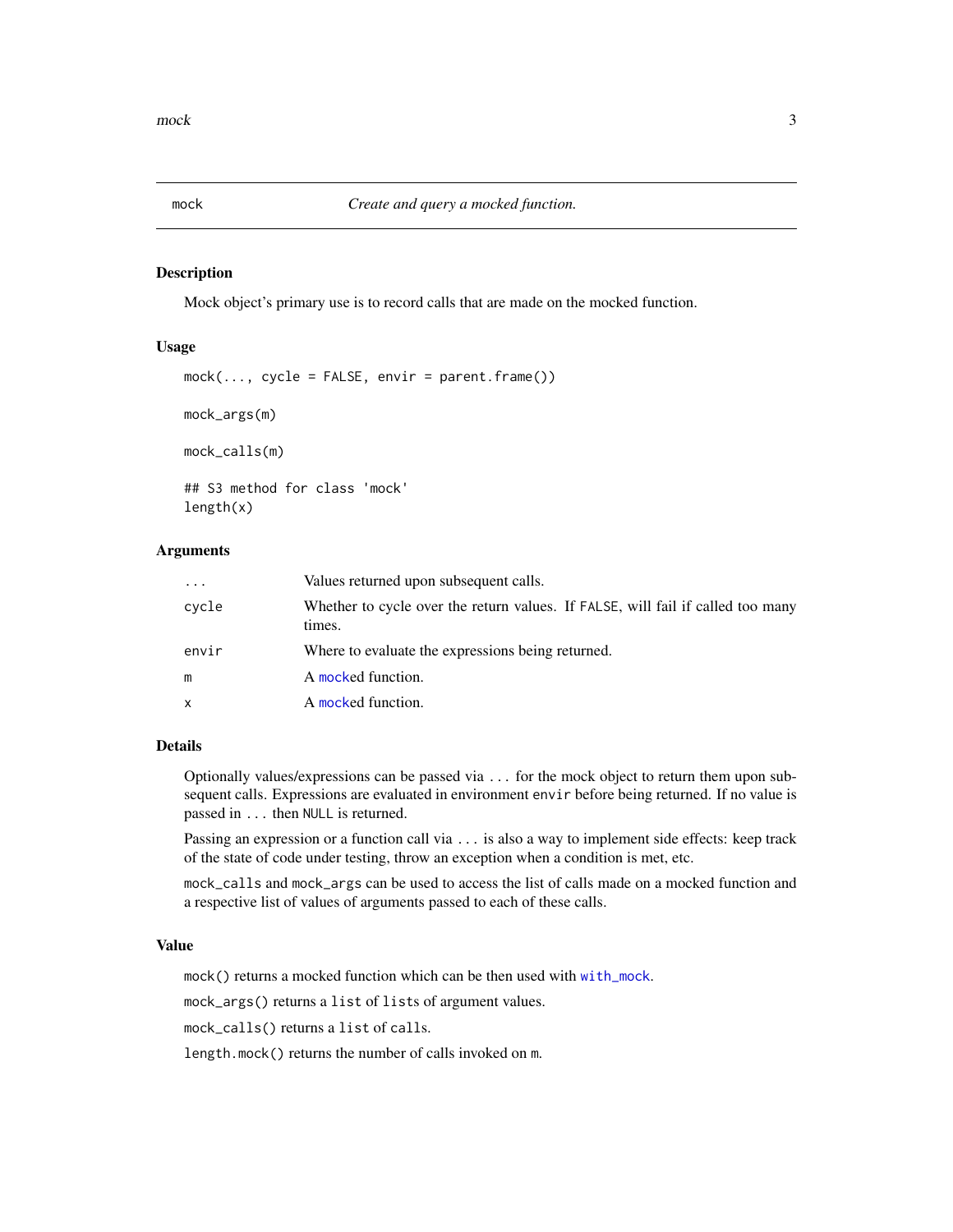## mock — *Create and query a mocked function.*

### Description

Mock object's primary use is to record calls that are made on the mocked function.

### Usage

```
mock(..., cycle = FALSE, envir = parent.frame())

mock_args(m)

mock_calls(m)

## S3 method for class 'mock'
length(x)
```

### Arguments

| | |
|---|---|
| `...` | Values returned upon subsequent calls. |
| `cycle` | Whether to cycle over the return values. If `FALSE`, will fail if called too many times. |
| `envir` | Where to evaluate the expressions being returned. |
| `m` | A `mock`ed function. |
| `x` | A `mock`ed function. |

### Details

Optionally values/expressions can be passed via `...` for the mock object to return them upon subsequent calls. Expressions are evaluated in environment `envir` before being returned. If no value is passed in `...` then `NULL` is returned.

Passing an expression or a function call via `...` is also a way to implement side effects: keep track of the state of code under testing, throw an exception when a condition is met, etc.

`mock_calls` and `mock_args` can be used to access the list of calls made on a mocked function and a respective list of values of arguments passed to each of these calls.

### Value

`mock()` returns a mocked function which can be then used with `with_mock`.

`mock_args()` returns a `list` of `list`s of argument values.

`mock_calls()` returns a `list` of `call`s.

`length.mock()` returns the number of calls invoked on `m`.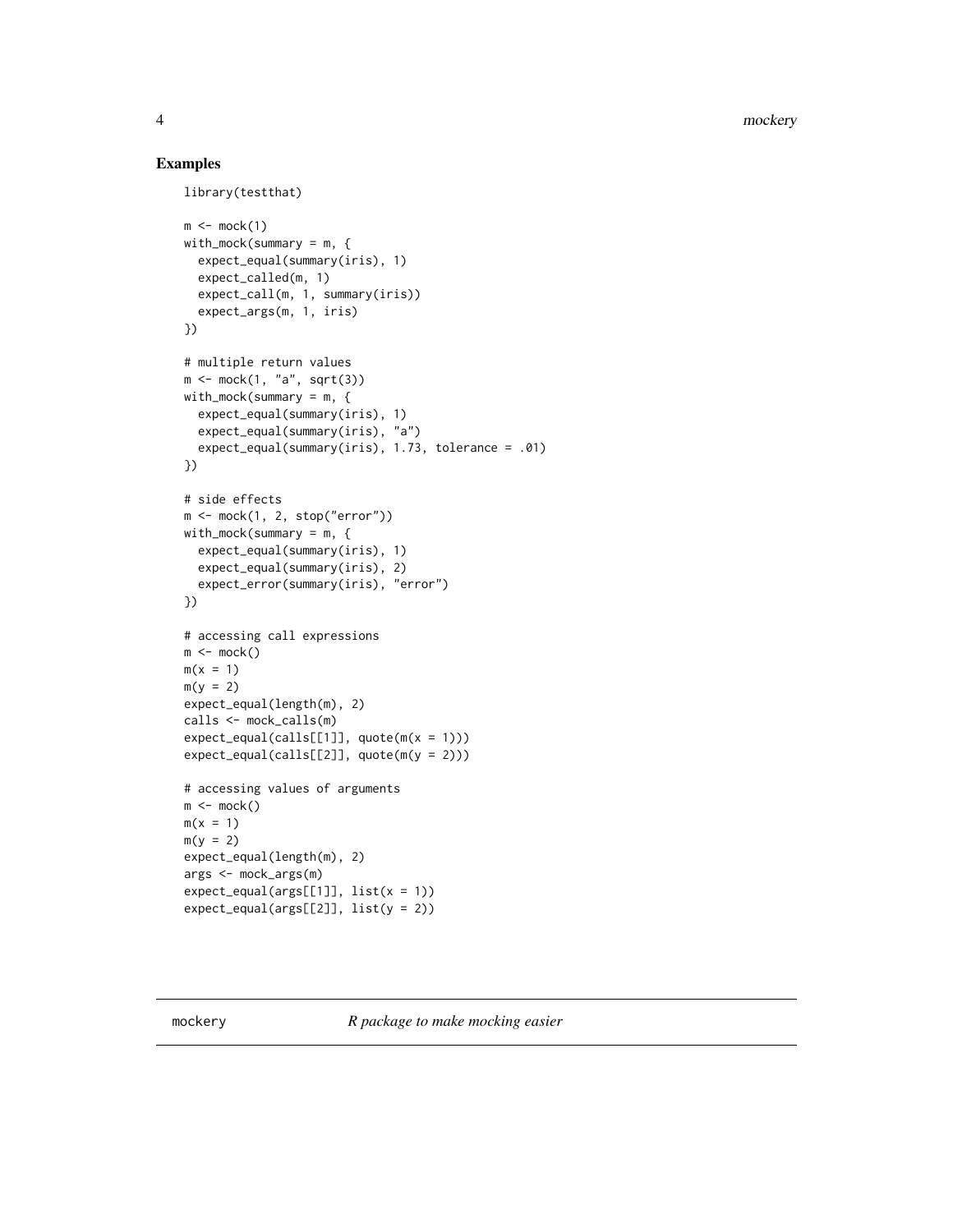### Examples

```
library(testthat)

m <- mock(1)
with_mock(summary = m, {
  expect_equal(summary(iris), 1)
  expect_called(m, 1)
  expect_call(m, 1, summary(iris))
  expect_args(m, 1, iris)
})

# multiple return values
m <- mock(1, "a", sqrt(3))
with_mock(summary = m, {
  expect_equal(summary(iris), 1)
  expect_equal(summary(iris), "a")
  expect_equal(summary(iris), 1.73, tolerance = .01)
})

# side effects
m <- mock(1, 2, stop("error"))
with_mock(summary = m, {
  expect_equal(summary(iris), 1)
  expect_equal(summary(iris), 2)
  expect_error(summary(iris), "error")
})

# accessing call expressions
m <- mock()
m(x = 1)
m(y = 2)
expect_equal(length(m), 2)
calls <- mock_calls(m)
expect_equal(calls[[1]], quote(m(x = 1)))
expect_equal(calls[[2]], quote(m(y = 2)))

# accessing values of arguments
m <- mock()
m(x = 1)
m(y = 2)
expect_equal(length(m), 2)
args <- mock_args(m)
expect_equal(args[[1]], list(x = 1))
expect_equal(args[[2]], list(y = 2))
```

---

## mockery *R package to make mocking easier*

---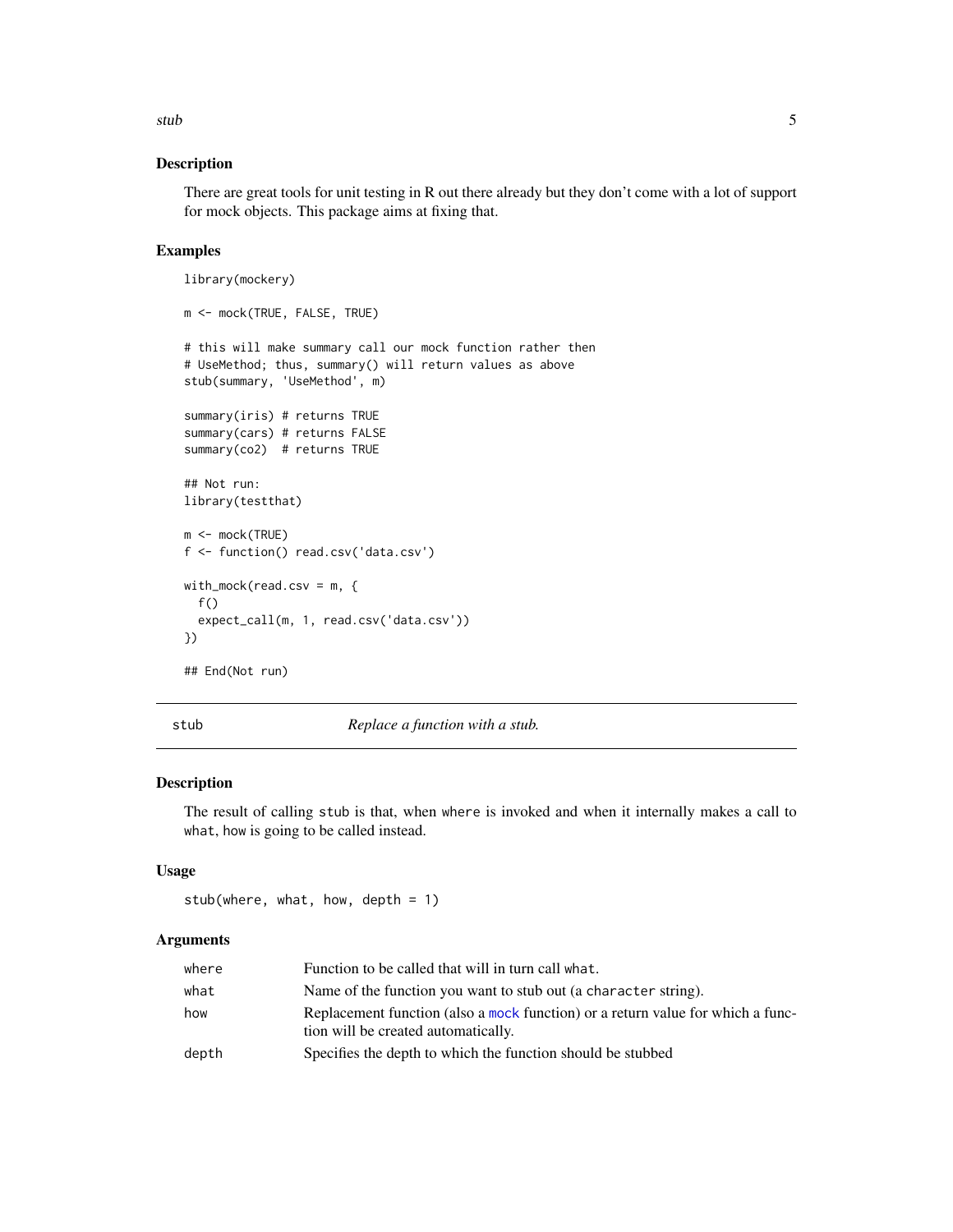### Description

There are great tools for unit testing in R out there already but they don't come with a lot of support for mock objects. This package aims at fixing that.

### Examples

```
library(mockery)

m <- mock(TRUE, FALSE, TRUE)

# this will make summary call our mock function rather then
# UseMethod; thus, summary() will return values as above
stub(summary, 'UseMethod', m)

summary(iris) # returns TRUE
summary(cars) # returns FALSE
summary(co2)  # returns TRUE

## Not run:
library(testthat)

m <- mock(TRUE)
f <- function() read.csv('data.csv')

with_mock(read.csv = m, {
  f()
  expect_call(m, 1, read.csv('data.csv'))
})

## End(Not run)
```

---

## stub — *Replace a function with a stub.*

### Description

The result of calling `stub` is that, when `where` is invoked and when it internally makes a call to `what`, `how` is going to be called instead.

### Usage

```
stub(where, what, how, depth = 1)
```

### Arguments

| | |
|---|---|
| `where` | Function to be called that will in turn call `what`. |
| `what` | Name of the function you want to stub out (a `character` string). |
| `how` | Replacement function (also a `mock` function) or a return value for which a function will be created automatically. |
| `depth` | Specifies the depth to which the function should be stubbed |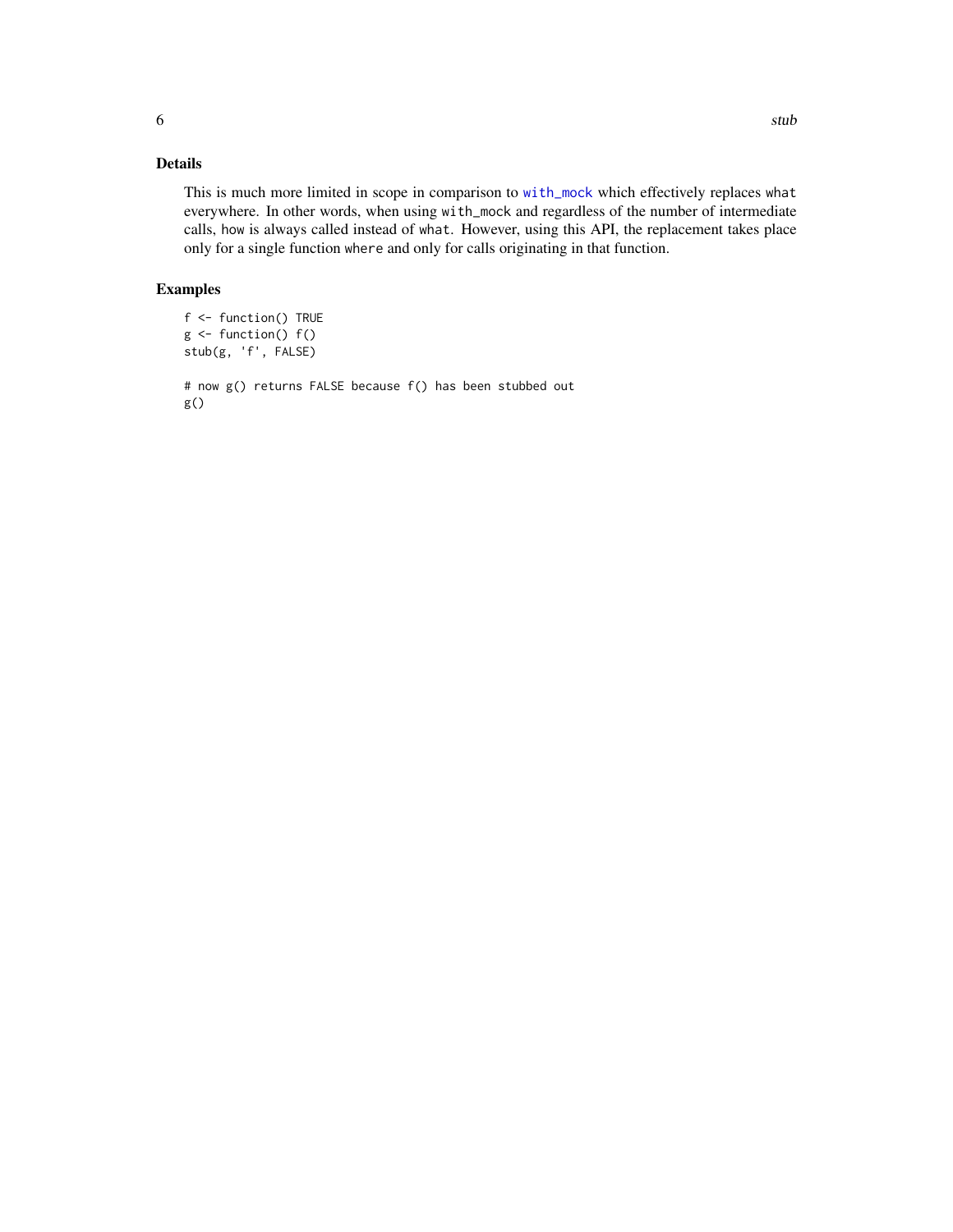## Details

This is much more limited in scope in comparison to `with_mock` which effectively replaces `what` everywhere. In other words, when using `with_mock` and regardless of the number of intermediate calls, `how` is always called instead of `what`. However, using this API, the replacement takes place only for a single function `where` and only for calls originating in that function.

## Examples

```
f <- function() TRUE
g <- function() f()
stub(g, 'f', FALSE)

# now g() returns FALSE because f() has been stubbed out
g()
```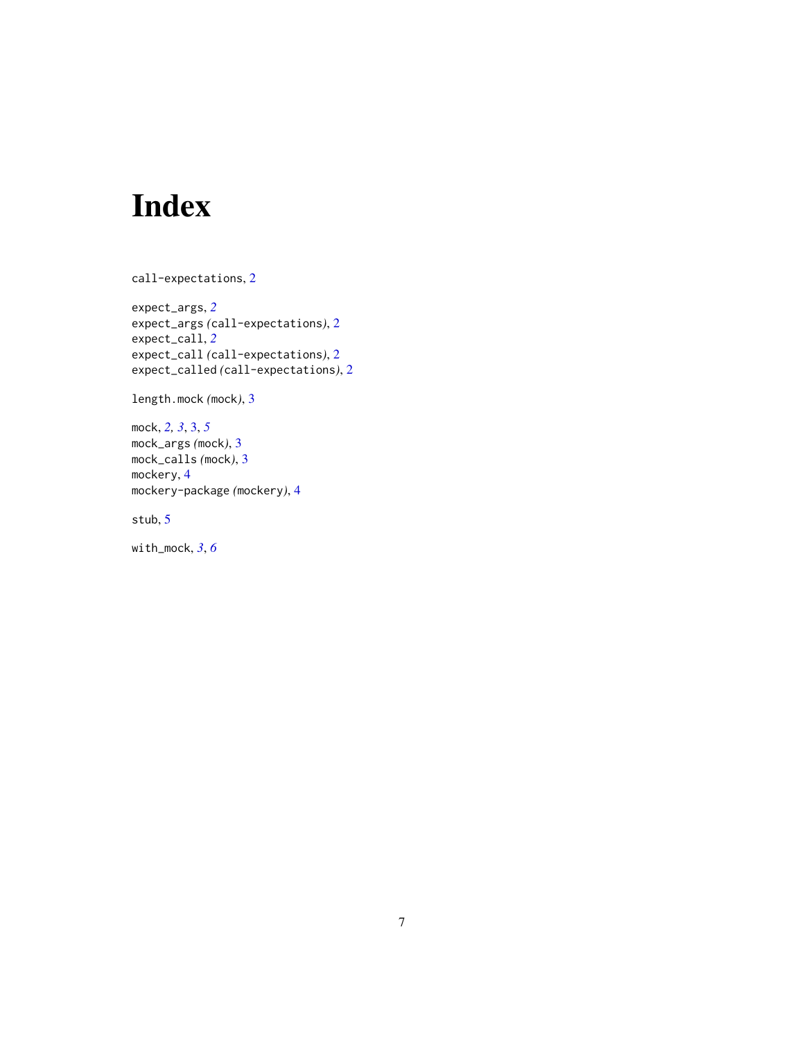# Index

call-expectations, 2

expect_args, *2*
expect_args *(*call-expectations*)*, 2
expect_call, *2*
expect_call *(*call-expectations*)*, 2
expect_called *(*call-expectations*)*, 2

length.mock *(*mock*)*, 3

mock, *2, 3*, 3, *5*
mock_args *(*mock*)*, 3
mock_calls *(*mock*)*, 3
mockery, 4
mockery-package *(*mockery*)*, 4

stub, 5

with_mock, *3*, *6*